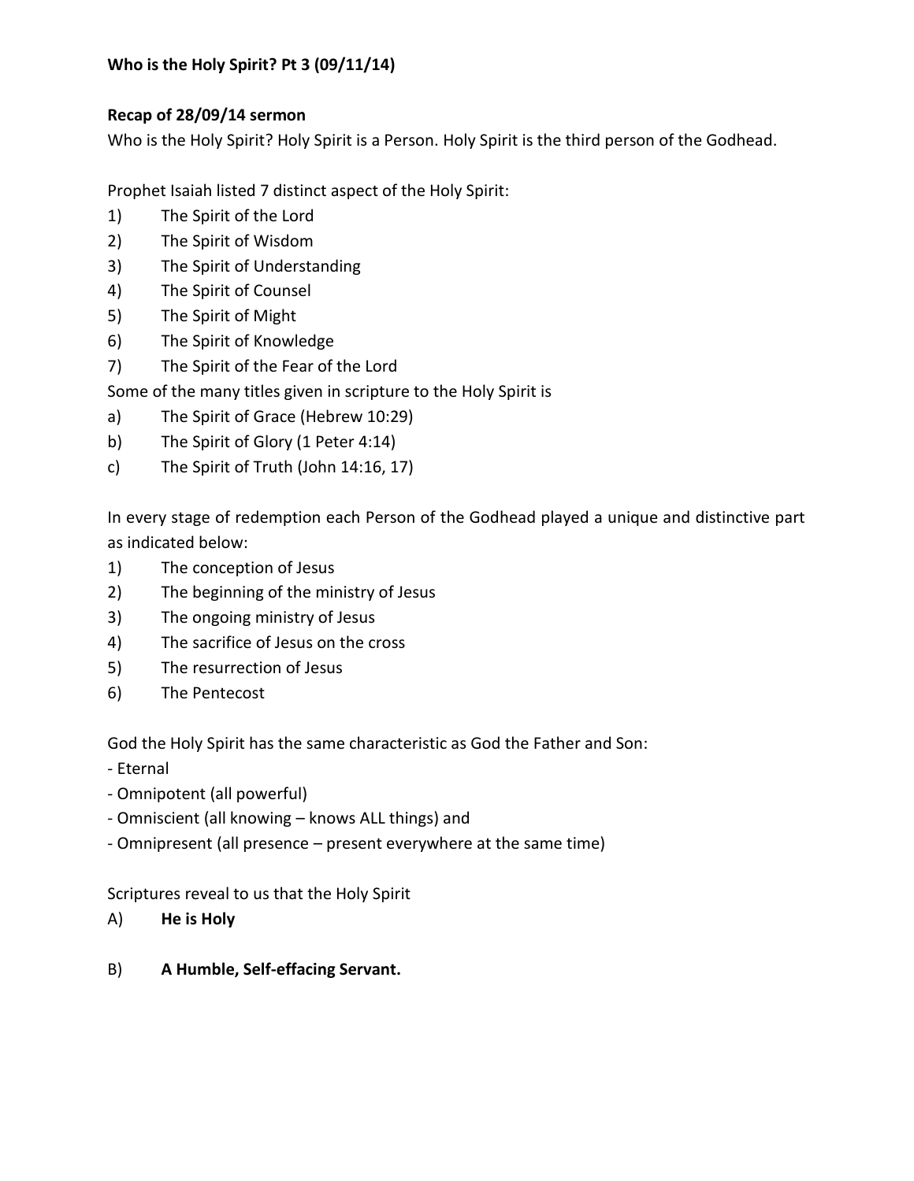**Who is the Holy Spirit? Pt 3 (09/11/14)**

**Recap of 28/09/14 sermon**

Who is the Holy Spirit? Holy Spirit is a Person. Holy Spirit is the third person of the Godhead.

Prophet Isaiah listed 7 distinct aspect of the Holy Spirit:

1) The Spirit of the Lord
2) The Spirit of Wisdom
3) The Spirit of Understanding
4) The Spirit of Counsel
5) The Spirit of Might
6) The Spirit of Knowledge
7) The Spirit of the Fear of the Lord

Some of the many titles given in scripture to the Holy Spirit is

a) The Spirit of Grace (Hebrew 10:29)
b) The Spirit of Glory (1 Peter 4:14)
c) The Spirit of Truth (John 14:16, 17)

In every stage of redemption each Person of the Godhead played a unique and distinctive part as indicated below:

1) The conception of Jesus
2) The beginning of the ministry of Jesus
3) The ongoing ministry of Jesus
4) The sacrifice of Jesus on the cross
5) The resurrection of Jesus
6) The Pentecost

God the Holy Spirit has the same characteristic as God the Father and Son:

- Eternal
- Omnipotent (all powerful)
- Omniscient (all knowing – knows ALL things) and
- Omnipresent (all presence – present everywhere at the same time)

Scriptures reveal to us that the Holy Spirit

A) **He is Holy**

B) **A Humble, Self-effacing Servant.**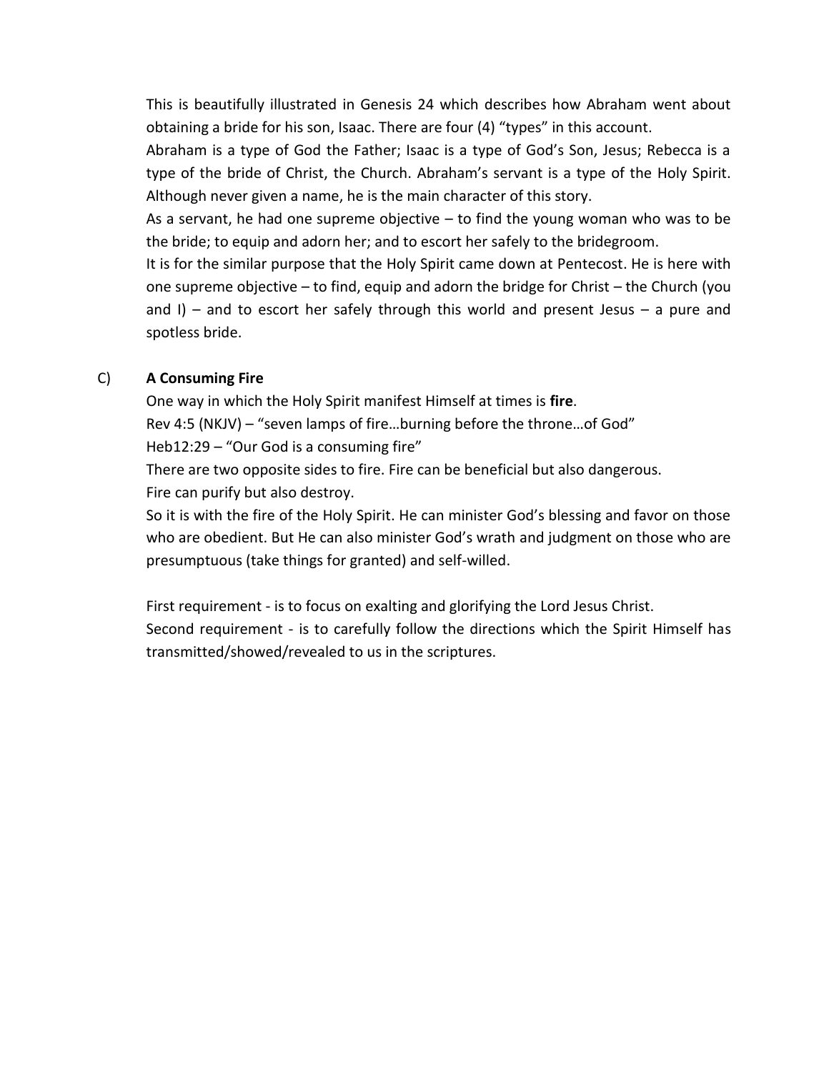This is beautifully illustrated in Genesis 24 which describes how Abraham went about obtaining a bride for his son, Isaac. There are four (4) “types” in this account.

Abraham is a type of God the Father; Isaac is a type of God’s Son, Jesus; Rebecca is a type of the bride of Christ, the Church. Abraham’s servant is a type of the Holy Spirit. Although never given a name, he is the main character of this story.

As a servant, he had one supreme objective – to find the young woman who was to be the bride; to equip and adorn her; and to escort her safely to the bridegroom.

It is for the similar purpose that the Holy Spirit came down at Pentecost. He is here with one supreme objective – to find, equip and adorn the bridge for Christ – the Church (you and I) – and to escort her safely through this world and present Jesus – a pure and spotless bride.

C) **A Consuming Fire**

One way in which the Holy Spirit manifest Himself at times is **fire**.

Rev 4:5 (NKJV) – “seven lamps of fire…burning before the throne…of God”

Heb12:29 – “Our God is a consuming fire”

There are two opposite sides to fire. Fire can be beneficial but also dangerous.

Fire can purify but also destroy.

So it is with the fire of the Holy Spirit. He can minister God’s blessing and favor on those who are obedient. But He can also minister God’s wrath and judgment on those who are presumptuous (take things for granted) and self-willed.

First requirement - is to focus on exalting and glorifying the Lord Jesus Christ.

Second requirement - is to carefully follow the directions which the Spirit Himself has transmitted/showed/revealed to us in the scriptures.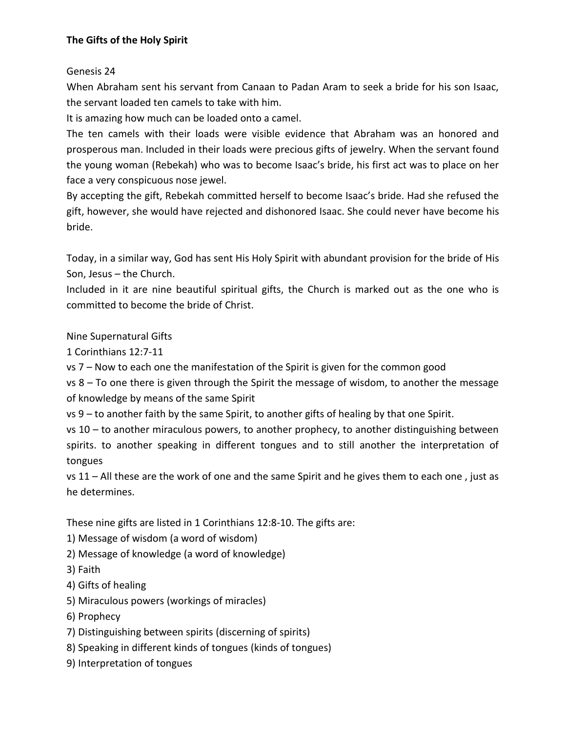**The Gifts of the Holy Spirit**

Genesis 24

When Abraham sent his servant from Canaan to Padan Aram to seek a bride for his son Isaac, the servant loaded ten camels to take with him.

It is amazing how much can be loaded onto a camel.

The ten camels with their loads were visible evidence that Abraham was an honored and prosperous man. Included in their loads were precious gifts of jewelry. When the servant found the young woman (Rebekah) who was to become Isaac's bride, his first act was to place on her face a very conspicuous nose jewel.

By accepting the gift, Rebekah committed herself to become Isaac's bride. Had she refused the gift, however, she would have rejected and dishonored Isaac. She could never have become his bride.

Today, in a similar way, God has sent His Holy Spirit with abundant provision for the bride of His Son, Jesus – the Church.

Included in it are nine beautiful spiritual gifts, the Church is marked out as the one who is committed to become the bride of Christ.

Nine Supernatural Gifts

1 Corinthians 12:7-11

vs 7 – Now to each one the manifestation of the Spirit is given for the common good

vs 8 – To one there is given through the Spirit the message of wisdom, to another the message of knowledge by means of the same Spirit

vs 9 – to another faith by the same Spirit, to another gifts of healing by that one Spirit.

vs 10 – to another miraculous powers, to another prophecy, to another distinguishing between spirits. to another speaking in different tongues and to still another the interpretation of tongues

vs 11 – All these are the work of one and the same Spirit and he gives them to each one , just as he determines.

These nine gifts are listed in 1 Corinthians 12:8-10. The gifts are:

1) Message of wisdom (a word of wisdom)
2) Message of knowledge (a word of knowledge)
3) Faith
4) Gifts of healing
5) Miraculous powers (workings of miracles)
6) Prophecy
7) Distinguishing between spirits (discerning of spirits)
8) Speaking in different kinds of tongues (kinds of tongues)
9) Interpretation of tongues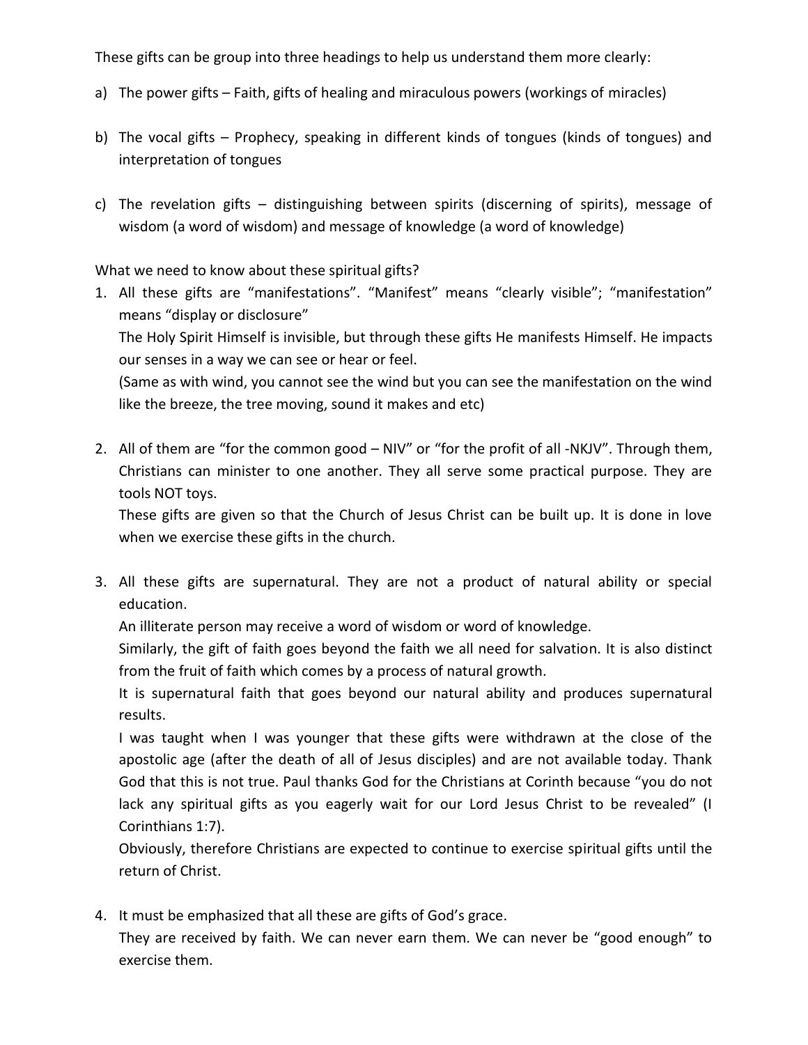These gifts can be group into three headings to help us understand them more clearly:

a) The power gifts – Faith, gifts of healing and miraculous powers (workings of miracles)

b) The vocal gifts – Prophecy, speaking in different kinds of tongues (kinds of tongues) and interpretation of tongues

c) The revelation gifts – distinguishing between spirits (discerning of spirits), message of wisdom (a word of wisdom) and message of knowledge (a word of knowledge)

What we need to know about these spiritual gifts?

1. All these gifts are "manifestations". "Manifest" means "clearly visible"; "manifestation" means "display or disclosure"

   The Holy Spirit Himself is invisible, but through these gifts He manifests Himself. He impacts our senses in a way we can see or hear or feel.

   (Same as with wind, you cannot see the wind but you can see the manifestation on the wind like the breeze, the tree moving, sound it makes and etc)

2. All of them are "for the common good – NIV" or "for the profit of all -NKJV". Through them, Christians can minister to one another. They all serve some practical purpose. They are tools NOT toys.

   These gifts are given so that the Church of Jesus Christ can be built up. It is done in love when we exercise these gifts in the church.

3. All these gifts are supernatural. They are not a product of natural ability or special education.

   An illiterate person may receive a word of wisdom or word of knowledge.

   Similarly, the gift of faith goes beyond the faith we all need for salvation. It is also distinct from the fruit of faith which comes by a process of natural growth.

   It is supernatural faith that goes beyond our natural ability and produces supernatural results.

   I was taught when I was younger that these gifts were withdrawn at the close of the apostolic age (after the death of all of Jesus disciples) and are not available today. Thank God that this is not true. Paul thanks God for the Christians at Corinth because "you do not lack any spiritual gifts as you eagerly wait for our Lord Jesus Christ to be revealed" (I Corinthians 1:7).

   Obviously, therefore Christians are expected to continue to exercise spiritual gifts until the return of Christ.

4. It must be emphasized that all these are gifts of God's grace.

   They are received by faith. We can never earn them. We can never be "good enough" to exercise them.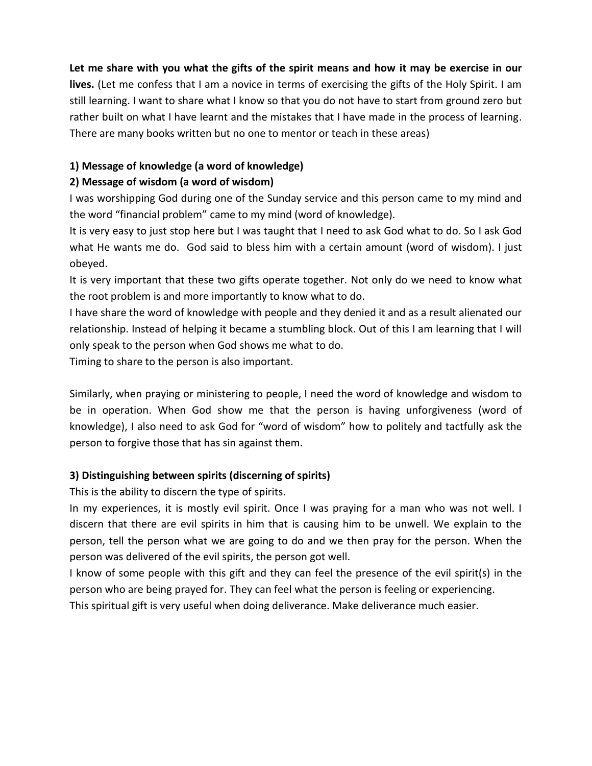**Let me share with you what the gifts of the spirit means and how it may be exercise in our lives.** (Let me confess that I am a novice in terms of exercising the gifts of the Holy Spirit. I am still learning. I want to share what I know so that you do not have to start from ground zero but rather built on what I have learnt and the mistakes that I have made in the process of learning. There are many books written but no one to mentor or teach in these areas)

**1) Message of knowledge (a word of knowledge)**

**2) Message of wisdom (a word of wisdom)**

I was worshipping God during one of the Sunday service and this person came to my mind and the word "financial problem" came to my mind (word of knowledge).

It is very easy to just stop here but I was taught that I need to ask God what to do. So I ask God what He wants me do. God said to bless him with a certain amount (word of wisdom). I just obeyed.

It is very important that these two gifts operate together. Not only do we need to know what the root problem is and more importantly to know what to do.

I have share the word of knowledge with people and they denied it and as a result alienated our relationship. Instead of helping it became a stumbling block. Out of this I am learning that I will only speak to the person when God shows me what to do.

Timing to share to the person is also important.

Similarly, when praying or ministering to people, I need the word of knowledge and wisdom to be in operation. When God show me that the person is having unforgiveness (word of knowledge), I also need to ask God for "word of wisdom" how to politely and tactfully ask the person to forgive those that has sin against them.

**3) Distinguishing between spirits (discerning of spirits)**

This is the ability to discern the type of spirits.

In my experiences, it is mostly evil spirit. Once I was praying for a man who was not well. I discern that there are evil spirits in him that is causing him to be unwell. We explain to the person, tell the person what we are going to do and we then pray for the person. When the person was delivered of the evil spirits, the person got well.

I know of some people with this gift and they can feel the presence of the evil spirit(s) in the person who are being prayed for. They can feel what the person is feeling or experiencing.

This spiritual gift is very useful when doing deliverance. Make deliverance much easier.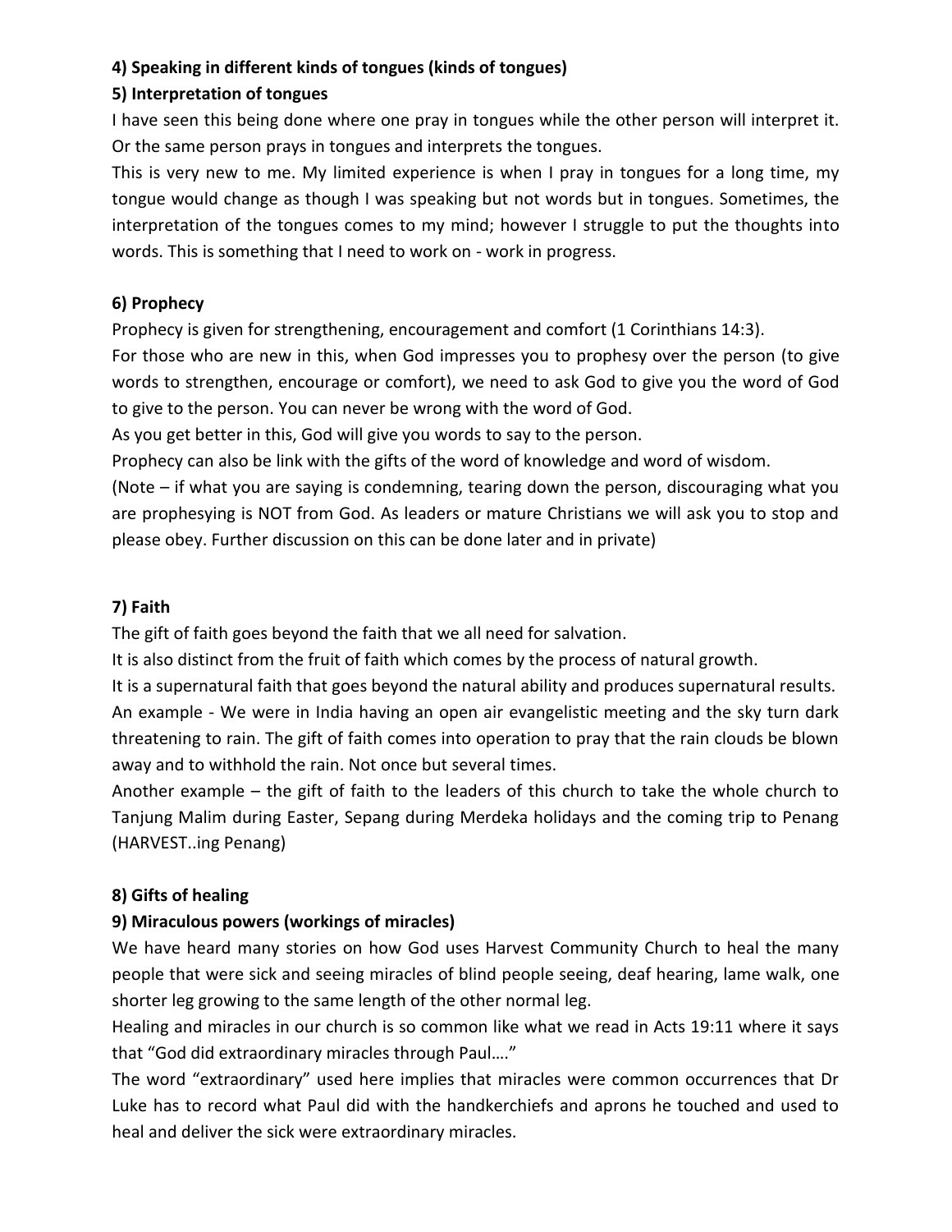**4) Speaking in different kinds of tongues (kinds of tongues)**

**5) Interpretation of tongues**

I have seen this being done where one pray in tongues while the other person will interpret it. Or the same person prays in tongues and interprets the tongues.

This is very new to me. My limited experience is when I pray in tongues for a long time, my tongue would change as though I was speaking but not words but in tongues. Sometimes, the interpretation of the tongues comes to my mind; however I struggle to put the thoughts into words. This is something that I need to work on - work in progress.

**6) Prophecy**

Prophecy is given for strengthening, encouragement and comfort (1 Corinthians 14:3).

For those who are new in this, when God impresses you to prophesy over the person (to give words to strengthen, encourage or comfort), we need to ask God to give you the word of God to give to the person. You can never be wrong with the word of God.

As you get better in this, God will give you words to say to the person.

Prophecy can also be link with the gifts of the word of knowledge and word of wisdom.

(Note – if what you are saying is condemning, tearing down the person, discouraging what you are prophesying is NOT from God. As leaders or mature Christians we will ask you to stop and please obey. Further discussion on this can be done later and in private)

**7) Faith**

The gift of faith goes beyond the faith that we all need for salvation.

It is also distinct from the fruit of faith which comes by the process of natural growth.

It is a supernatural faith that goes beyond the natural ability and produces supernatural results.

An example - We were in India having an open air evangelistic meeting and the sky turn dark threatening to rain. The gift of faith comes into operation to pray that the rain clouds be blown away and to withhold the rain. Not once but several times.

Another example – the gift of faith to the leaders of this church to take the whole church to Tanjung Malim during Easter, Sepang during Merdeka holidays and the coming trip to Penang (HARVEST..ing Penang)

**8) Gifts of healing**

**9) Miraculous powers (workings of miracles)**

We have heard many stories on how God uses Harvest Community Church to heal the many people that were sick and seeing miracles of blind people seeing, deaf hearing, lame walk, one shorter leg growing to the same length of the other normal leg.

Healing and miracles in our church is so common like what we read in Acts 19:11 where it says that "God did extraordinary miracles through Paul…."

The word "extraordinary" used here implies that miracles were common occurrences that Dr Luke has to record what Paul did with the handkerchiefs and aprons he touched and used to heal and deliver the sick were extraordinary miracles.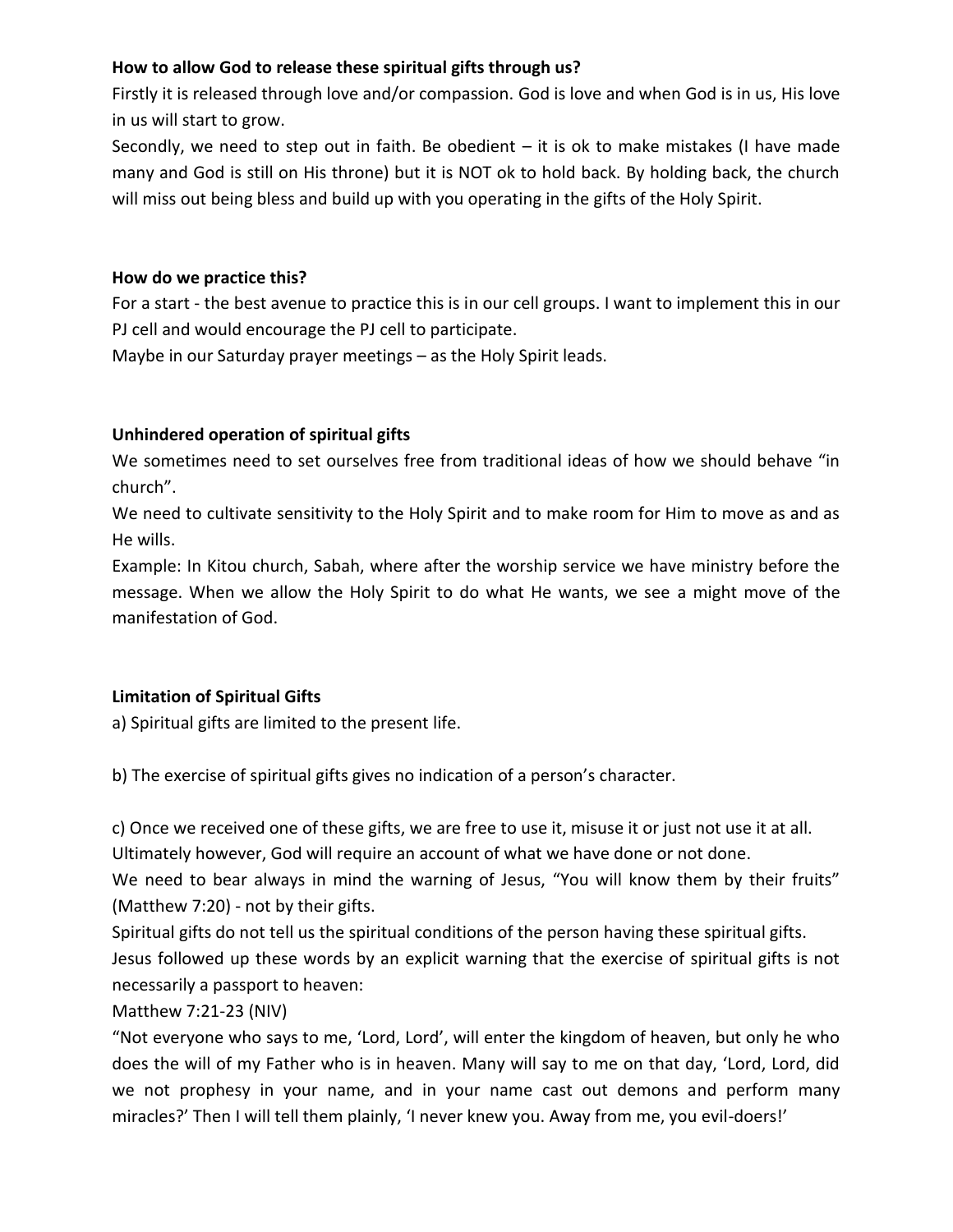**How to allow God to release these spiritual gifts through us?**

Firstly it is released through love and/or compassion. God is love and when God is in us, His love in us will start to grow.

Secondly, we need to step out in faith. Be obedient – it is ok to make mistakes (I have made many and God is still on His throne) but it is NOT ok to hold back. By holding back, the church will miss out being bless and build up with you operating in the gifts of the Holy Spirit.

**How do we practice this?**

For a start - the best avenue to practice this is in our cell groups. I want to implement this in our PJ cell and would encourage the PJ cell to participate.

Maybe in our Saturday prayer meetings – as the Holy Spirit leads.

**Unhindered operation of spiritual gifts**

We sometimes need to set ourselves free from traditional ideas of how we should behave "in church".

We need to cultivate sensitivity to the Holy Spirit and to make room for Him to move as and as He wills.

Example: In Kitou church, Sabah, where after the worship service we have ministry before the message. When we allow the Holy Spirit to do what He wants, we see a might move of the manifestation of God.

**Limitation of Spiritual Gifts**

a) Spiritual gifts are limited to the present life.

b) The exercise of spiritual gifts gives no indication of a person's character.

c) Once we received one of these gifts, we are free to use it, misuse it or just not use it at all.

Ultimately however, God will require an account of what we have done or not done.

We need to bear always in mind the warning of Jesus, "You will know them by their fruits" (Matthew 7:20) - not by their gifts.

Spiritual gifts do not tell us the spiritual conditions of the person having these spiritual gifts.

Jesus followed up these words by an explicit warning that the exercise of spiritual gifts is not necessarily a passport to heaven:

Matthew 7:21-23 (NIV)

"Not everyone who says to me, 'Lord, Lord', will enter the kingdom of heaven, but only he who does the will of my Father who is in heaven. Many will say to me on that day, 'Lord, Lord, did we not prophesy in your name, and in your name cast out demons and perform many miracles?' Then I will tell them plainly, 'I never knew you. Away from me, you evil-doers!'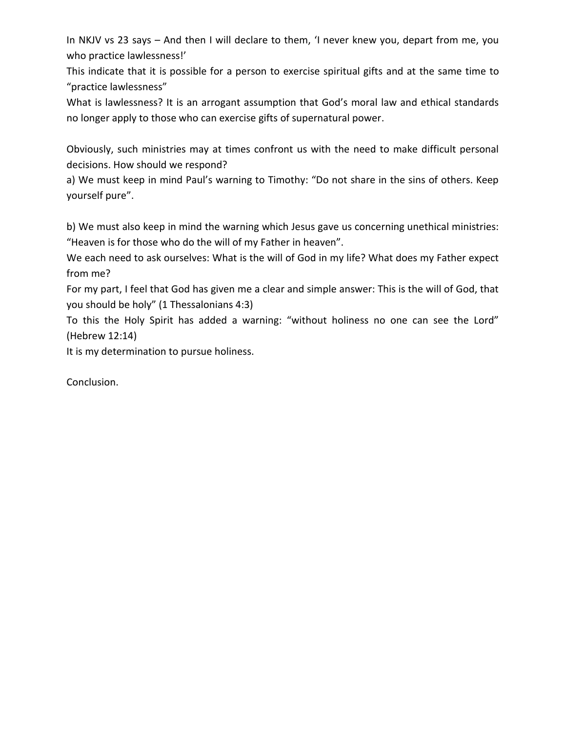In NKJV vs 23 says – And then I will declare to them, 'I never knew you, depart from me, you who practice lawlessness!'

This indicate that it is possible for a person to exercise spiritual gifts and at the same time to "practice lawlessness"

What is lawlessness? It is an arrogant assumption that God's moral law and ethical standards no longer apply to those who can exercise gifts of supernatural power.

Obviously, such ministries may at times confront us with the need to make difficult personal decisions. How should we respond?

a) We must keep in mind Paul's warning to Timothy: "Do not share in the sins of others. Keep yourself pure".

b) We must also keep in mind the warning which Jesus gave us concerning unethical ministries: "Heaven is for those who do the will of my Father in heaven".

We each need to ask ourselves: What is the will of God in my life? What does my Father expect from me?

For my part, I feel that God has given me a clear and simple answer: This is the will of God, that you should be holy" (1 Thessalonians 4:3)

To this the Holy Spirit has added a warning: "without holiness no one can see the Lord" (Hebrew 12:14)

It is my determination to pursue holiness.

Conclusion.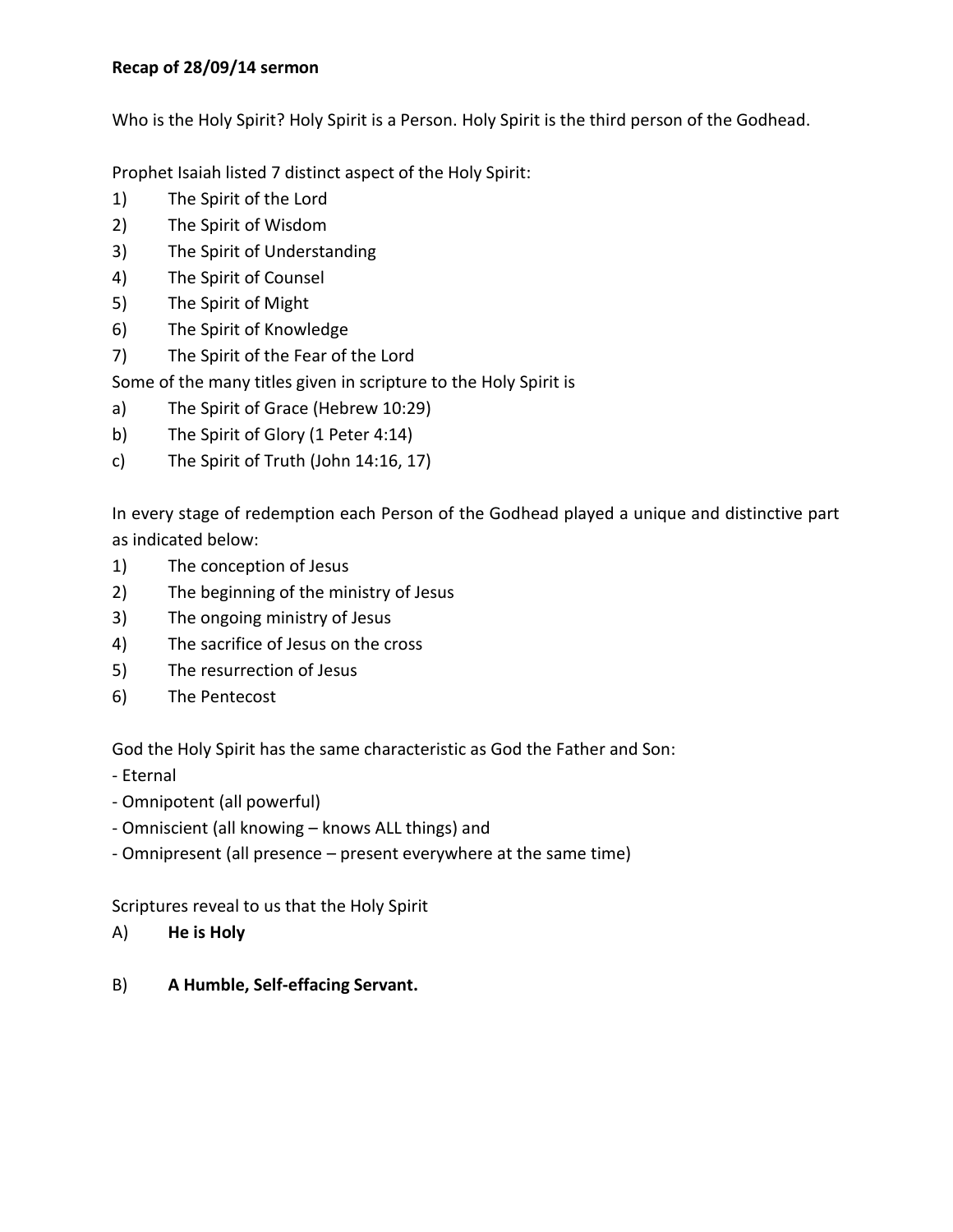**Recap of 28/09/14 sermon**

Who is the Holy Spirit? Holy Spirit is a Person. Holy Spirit is the third person of the Godhead.

Prophet Isaiah listed 7 distinct aspect of the Holy Spirit:

1) The Spirit of the Lord
2) The Spirit of Wisdom
3) The Spirit of Understanding
4) The Spirit of Counsel
5) The Spirit of Might
6) The Spirit of Knowledge
7) The Spirit of the Fear of the Lord

Some of the many titles given in scripture to the Holy Spirit is

a) The Spirit of Grace (Hebrew 10:29)
b) The Spirit of Glory (1 Peter 4:14)
c) The Spirit of Truth (John 14:16, 17)

In every stage of redemption each Person of the Godhead played a unique and distinctive part as indicated below:

1) The conception of Jesus
2) The beginning of the ministry of Jesus
3) The ongoing ministry of Jesus
4) The sacrifice of Jesus on the cross
5) The resurrection of Jesus
6) The Pentecost

God the Holy Spirit has the same characteristic as God the Father and Son:

- Eternal
- Omnipotent (all powerful)
- Omniscient (all knowing – knows ALL things) and
- Omnipresent (all presence – present everywhere at the same time)

Scriptures reveal to us that the Holy Spirit

A) **He is Holy**

B) **A Humble, Self-effacing Servant.**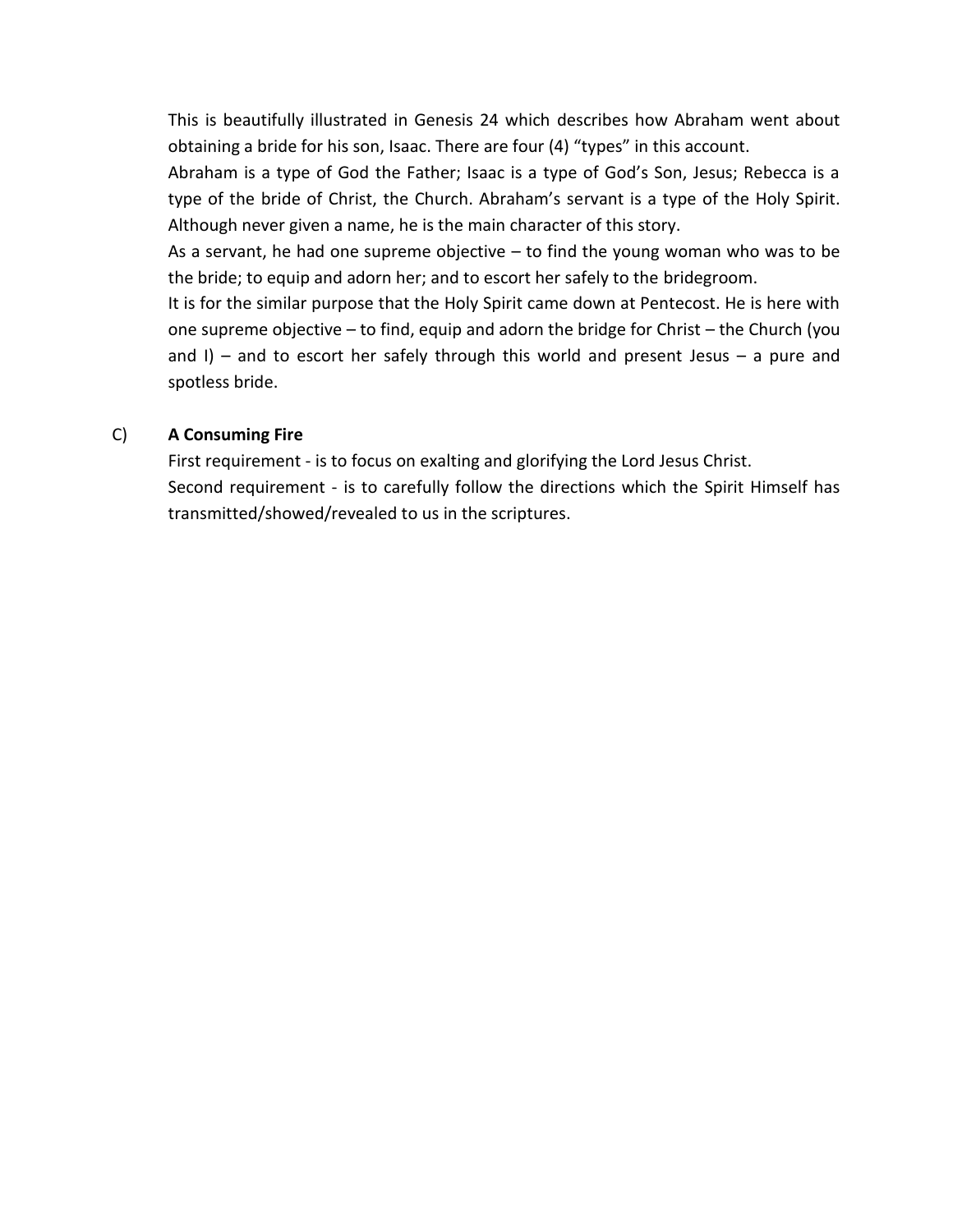This is beautifully illustrated in Genesis 24 which describes how Abraham went about obtaining a bride for his son, Isaac. There are four (4) "types" in this account.

Abraham is a type of God the Father; Isaac is a type of God's Son, Jesus; Rebecca is a type of the bride of Christ, the Church. Abraham's servant is a type of the Holy Spirit. Although never given a name, he is the main character of this story.

As a servant, he had one supreme objective – to find the young woman who was to be the bride; to equip and adorn her; and to escort her safely to the bridegroom.

It is for the similar purpose that the Holy Spirit came down at Pentecost. He is here with one supreme objective – to find, equip and adorn the bridge for Christ – the Church (you and I) – and to escort her safely through this world and present Jesus – a pure and spotless bride.

C) **A Consuming Fire**

First requirement - is to focus on exalting and glorifying the Lord Jesus Christ.

Second requirement - is to carefully follow the directions which the Spirit Himself has transmitted/showed/revealed to us in the scriptures.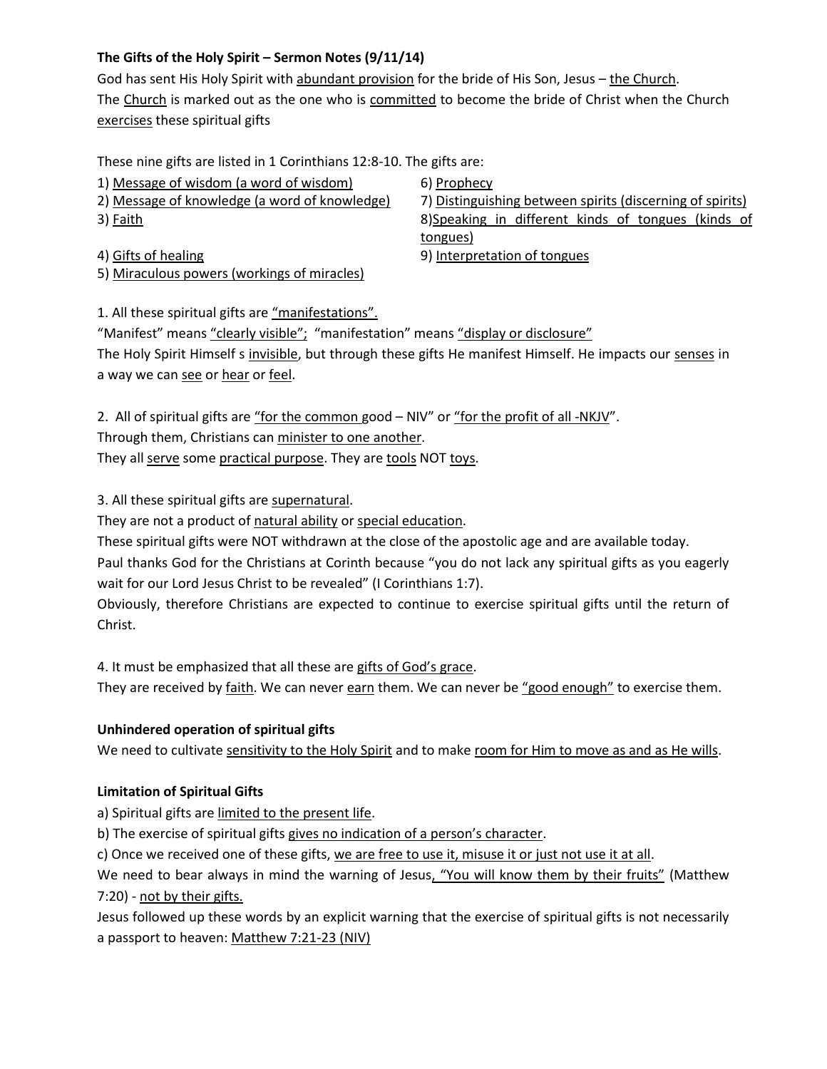**The Gifts of the Holy Spirit – Sermon Notes (9/11/14)**

God has sent His Holy Spirit with abundant provision for the bride of His Son, Jesus – the Church.
The Church is marked out as the one who is committed to become the bride of Christ when the Church exercises these spiritual gifts

These nine gifts are listed in 1 Corinthians 12:8-10. The gifts are:

1) Message of wisdom (a word of wisdom)
2) Message of knowledge (a word of knowledge)
3) Faith
4) Gifts of healing
5) Miraculous powers (workings of miracles)
6) Prophecy
7) Distinguishing between spirits (discerning of spirits)
8) Speaking in different kinds of tongues (kinds of tongues)
9) Interpretation of tongues

1. All these spiritual gifts are "manifestations".
"Manifest" means "clearly visible"; "manifestation" means "display or disclosure"
The Holy Spirit Himself s invisible, but through these gifts He manifest Himself. He impacts our senses in a way we can see or hear or feel.

2. All of spiritual gifts are "for the common good – NIV" or "for the profit of all -NKJV".
Through them, Christians can minister to one another.
They all serve some practical purpose. They are tools NOT toys.

3. All these spiritual gifts are supernatural.
They are not a product of natural ability or special education.
These spiritual gifts were NOT withdrawn at the close of the apostolic age and are available today.
Paul thanks God for the Christians at Corinth because "you do not lack any spiritual gifts as you eagerly wait for our Lord Jesus Christ to be revealed" (I Corinthians 1:7).
Obviously, therefore Christians are expected to continue to exercise spiritual gifts until the return of Christ.

4. It must be emphasized that all these are gifts of God's grace.
They are received by faith. We can never earn them. We can never be "good enough" to exercise them.

**Unhindered operation of spiritual gifts**

We need to cultivate sensitivity to the Holy Spirit and to make room for Him to move as and as He wills.

**Limitation of Spiritual Gifts**

a) Spiritual gifts are limited to the present life.
b) The exercise of spiritual gifts gives no indication of a person's character.
c) Once we received one of these gifts, we are free to use it, misuse it or just not use it at all.

We need to bear always in mind the warning of Jesus, "You will know them by their fruits" (Matthew 7:20) - not by their gifts.
Jesus followed up these words by an explicit warning that the exercise of spiritual gifts is not necessarily a passport to heaven: Matthew 7:21-23 (NIV)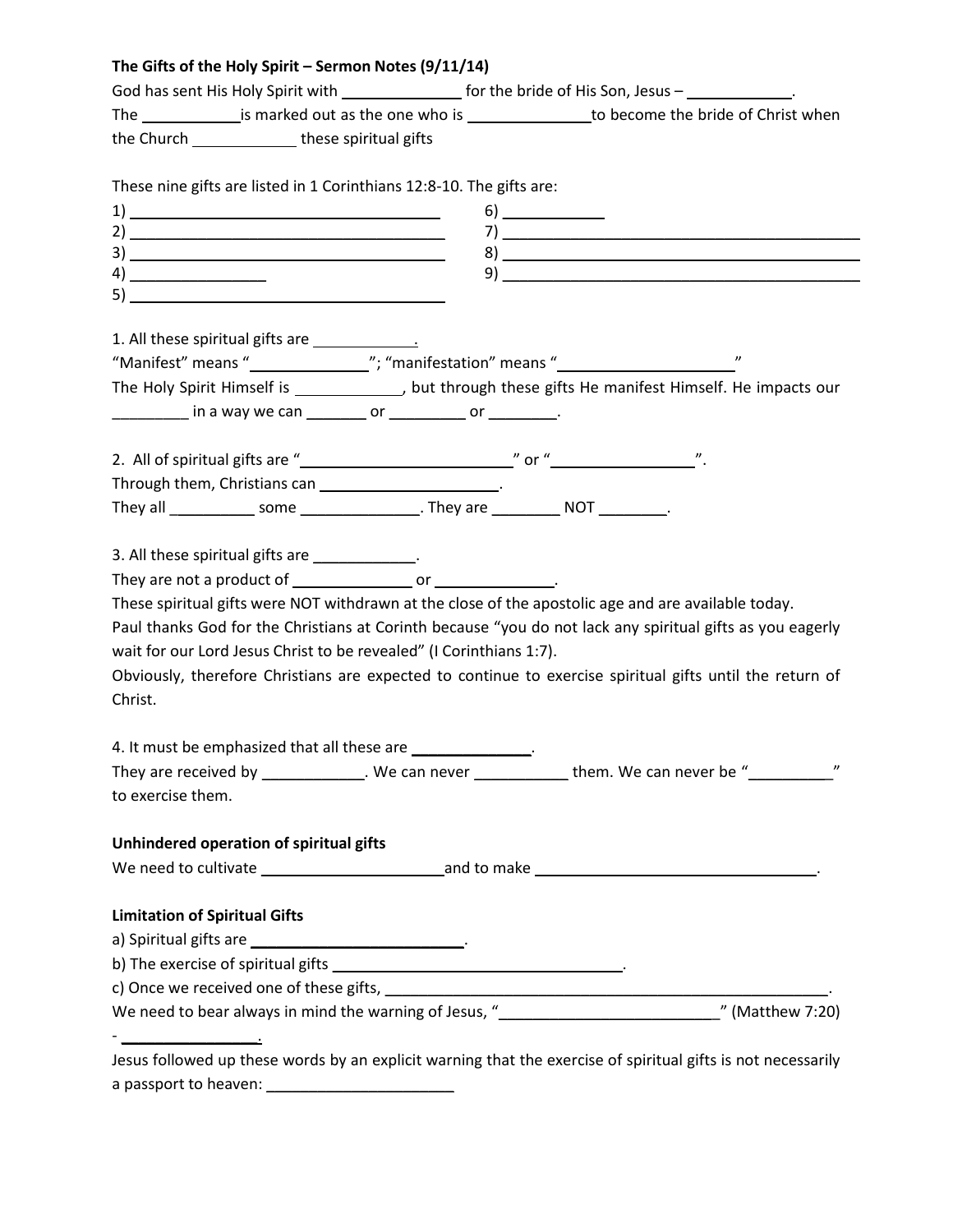**The Gifts of the Holy Spirit – Sermon Notes (9/11/14)**

God has sent His Holy Spirit with ______________ for the bride of His Son, Jesus – ____________.
The ____________ is marked out as the one who is ______________ to become the bride of Christ when the Church ____________ these spiritual gifts

These nine gifts are listed in 1 Corinthians 12:8-10. The gifts are:

1) ______________________________
2) ______________________________
3) ______________________________
4) ________________
5) ______________________________
6) ____________
7) ______________________________
8) ______________________________
9) ______________________________

1. All these spiritual gifts are ____________.
"Manifest" means "______________"; "manifestation" means "____________________"
The Holy Spirit Himself is ____________, but through these gifts He manifest Himself. He impacts our _________ in a way we can _______ or _________ or ________.

2. All of spiritual gifts are "________________________" or "________________".
Through them, Christians can ______________________.
They all __________ some ______________. They are ________ NOT ________.

3. All these spiritual gifts are ____________.
They are not a product of ______________ or ______________.
These spiritual gifts were NOT withdrawn at the close of the apostolic age and are available today.
Paul thanks God for the Christians at Corinth because "you do not lack any spiritual gifts as you eagerly wait for our Lord Jesus Christ to be revealed" (I Corinthians 1:7).
Obviously, therefore Christians are expected to continue to exercise spiritual gifts until the return of Christ.

4. It must be emphasized that all these are ______________.
They are received by ____________. We can never ___________ them. We can never be "__________" to exercise them.

**Unhindered operation of spiritual gifts**

We need to cultivate ______________________ and to make __________________________________.

**Limitation of Spiritual Gifts**

a) Spiritual gifts are __________________________.
b) The exercise of spiritual gifts ____________________________________.
c) Once we received one of these gifts, ________________________________________________.
We need to bear always in mind the warning of Jesus, "__________________________" (Matthew 7:20) - ________________.
Jesus followed up these words by an explicit warning that the exercise of spiritual gifts is not necessarily a passport to heaven: ______________________